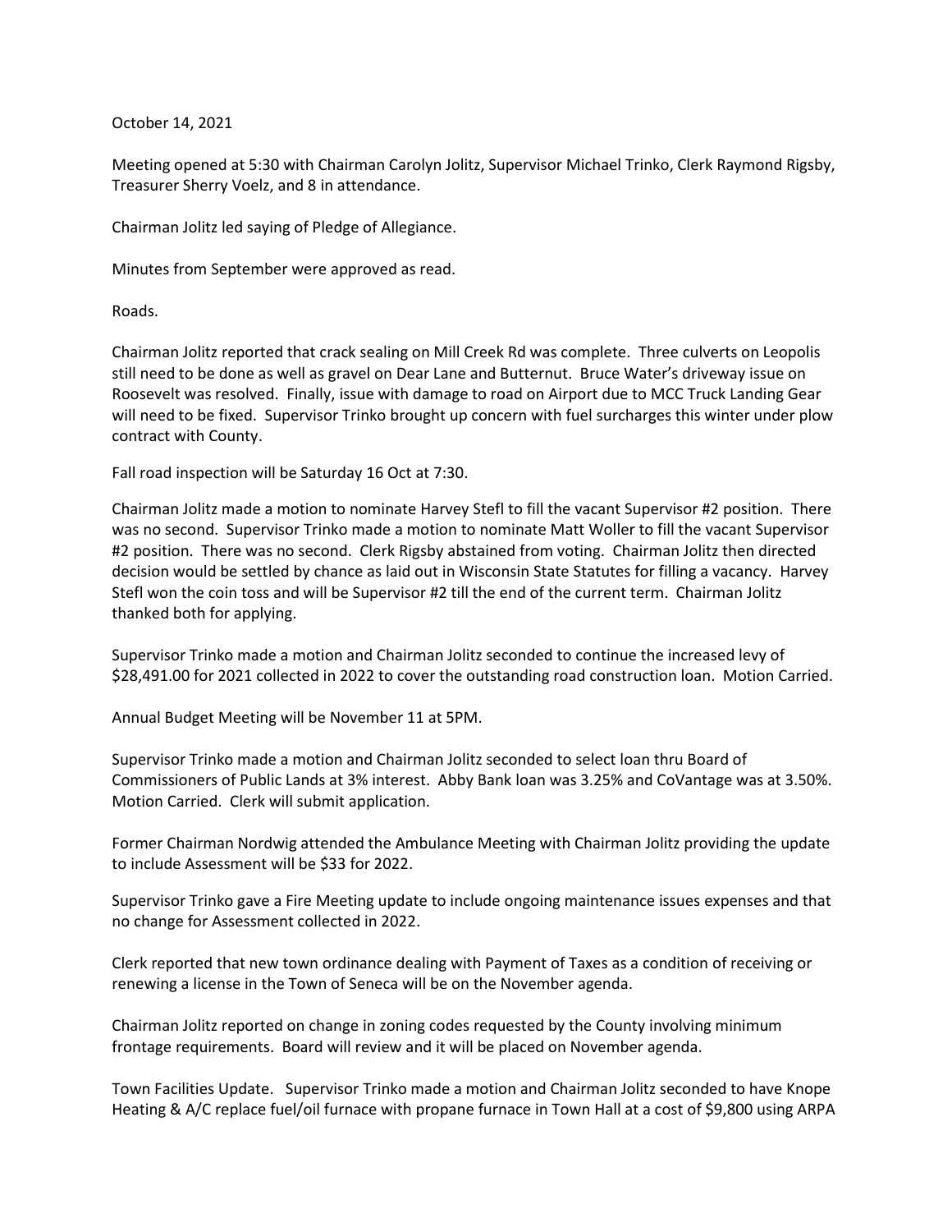October 14, 2021

Meeting opened at 5:30 with Chairman Carolyn Jolitz, Supervisor Michael Trinko, Clerk Raymond Rigsby, Treasurer Sherry Voelz, and 8 in attendance.

Chairman Jolitz led saying of Pledge of Allegiance.

Minutes from September were approved as read.

Roads.

Chairman Jolitz reported that crack sealing on Mill Creek Rd was complete. Three culverts on Leopolis still need to be done as well as gravel on Dear Lane and Butternut. Bruce Water's driveway issue on Roosevelt was resolved. Finally, issue with damage to road on Airport due to MCC Truck Landing Gear will need to be fixed. Supervisor Trinko brought up concern with fuel surcharges this winter under plow contract with County.

Fall road inspection will be Saturday 16 Oct at 7:30.

Chairman Jolitz made a motion to nominate Harvey Stefl to fill the vacant Supervisor #2 position. There was no second. Supervisor Trinko made a motion to nominate Matt Woller to fill the vacant Supervisor #2 position. There was no second. Clerk Rigsby abstained from voting. Chairman Jolitz then directed decision would be settled by chance as laid out in Wisconsin State Statutes for filling a vacancy. Harvey Stefl won the coin toss and will be Supervisor #2 till the end of the current term. Chairman Jolitz thanked both for applying.

Supervisor Trinko made a motion and Chairman Jolitz seconded to continue the increased levy of $28,491.00 for 2021 collected in 2022 to cover the outstanding road construction loan. Motion Carried.

Annual Budget Meeting will be November 11 at 5PM.

Supervisor Trinko made a motion and Chairman Jolitz seconded to select loan thru Board of Commissioners of Public Lands at 3% interest. Abby Bank loan was 3.25% and CoVantage was at 3.50%. Motion Carried. Clerk will submit application.

Former Chairman Nordwig attended the Ambulance Meeting with Chairman Jolitz providing the update to include Assessment will be $33 for 2022.

Supervisor Trinko gave a Fire Meeting update to include ongoing maintenance issues expenses and that no change for Assessment collected in 2022.

Clerk reported that new town ordinance dealing with Payment of Taxes as a condition of receiving or renewing a license in the Town of Seneca will be on the November agenda.

Chairman Jolitz reported on change in zoning codes requested by the County involving minimum frontage requirements. Board will review and it will be placed on November agenda.

Town Facilities Update. Supervisor Trinko made a motion and Chairman Jolitz seconded to have Knope Heating & A/C replace fuel/oil furnace with propane furnace in Town Hall at a cost of $9,800 using ARPA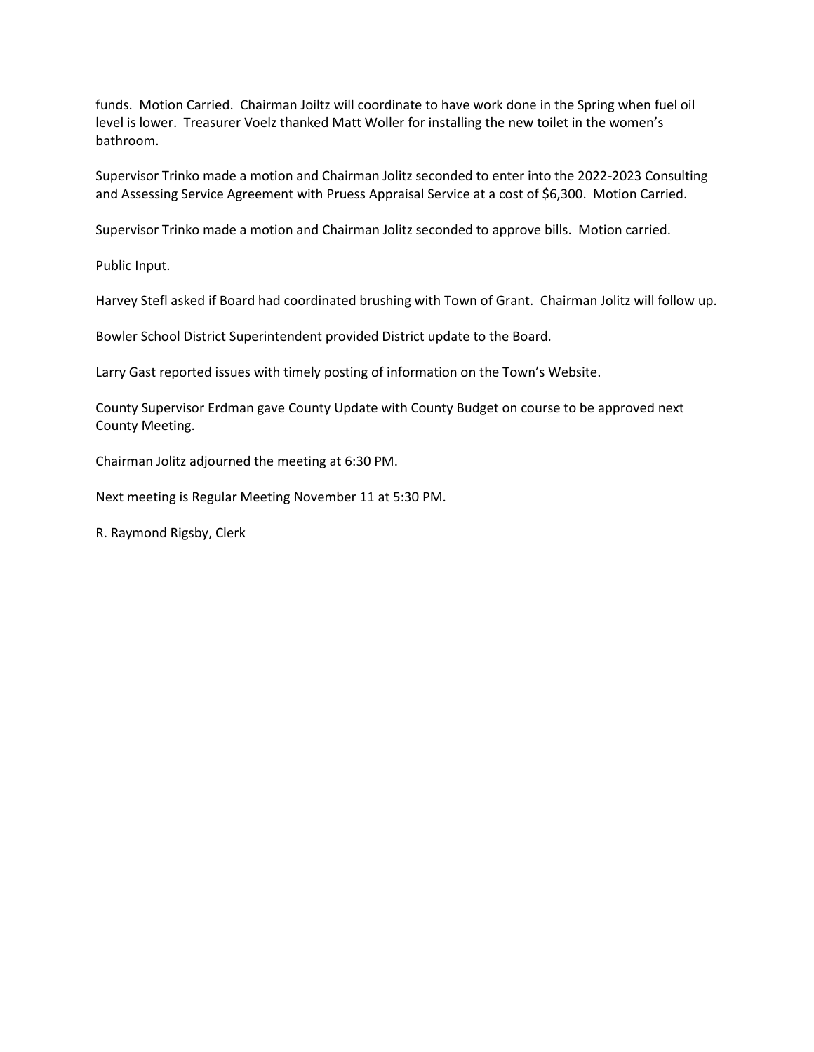funds. Motion Carried. Chairman Joiltz will coordinate to have work done in the Spring when fuel oil level is lower. Treasurer Voelz thanked Matt Woller for installing the new toilet in the women's bathroom.

Supervisor Trinko made a motion and Chairman Jolitz seconded to enter into the 2022-2023 Consulting and Assessing Service Agreement with Pruess Appraisal Service at a cost of $6,300. Motion Carried.

Supervisor Trinko made a motion and Chairman Jolitz seconded to approve bills. Motion carried.

Public Input.

Harvey Stefl asked if Board had coordinated brushing with Town of Grant. Chairman Jolitz will follow up.

Bowler School District Superintendent provided District update to the Board.

Larry Gast reported issues with timely posting of information on the Town's Website.

County Supervisor Erdman gave County Update with County Budget on course to be approved next County Meeting.

Chairman Jolitz adjourned the meeting at 6:30 PM.

Next meeting is Regular Meeting November 11 at 5:30 PM.

R. Raymond Rigsby, Clerk